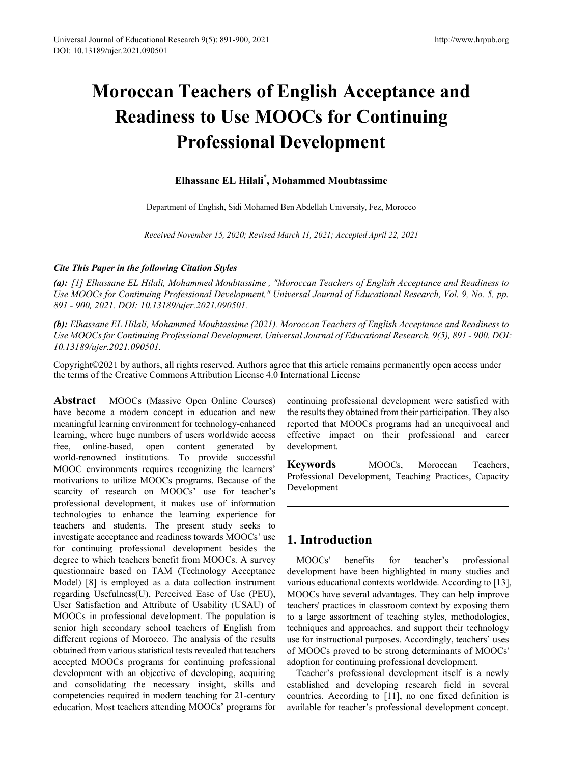# Moroccan Teachers of English Acceptance and Readiness to Use MOOCs for Continuing Professional Development

**Elhassane EL Hilali[*], Mohammed Moubtassime**

Department of English, Sidi Mohamed Ben Abdellah University, Fez, Morocco

*Received November 15, 2020; Revised March 11, 2021; Accepted April 22, 2021*

***Cite This Paper in the following Citation Styles***

***(a):*** *[1] Elhassane EL Hilali, Mohammed Moubtassime , "Moroccan Teachers of English Acceptance and Readiness to Use MOOCs for Continuing Professional Development," Universal Journal of Educational Research, Vol. 9, No. 5, pp. 891 - 900, 2021. DOI: 10.13189/ujer.2021.090501.*

***(b):*** *Elhassane EL Hilali, Mohammed Moubtassime (2021). Moroccan Teachers of English Acceptance and Readiness to Use MOOCs for Continuing Professional Development. Universal Journal of Educational Research, 9(5), 891 - 900. DOI: 10.13189/ujer.2021.090501.*

Copyright©2021 by authors, all rights reserved. Authors agree that this article remains permanently open access under the terms of the Creative Commons Attribution License 4.0 International License

**Abstract** MOOCs (Massive Open Online Courses) have become a modern concept in education and new meaningful learning environment for technology-enhanced learning, where huge numbers of users worldwide access free, online-based, open content generated by world-renowned institutions. To provide successful MOOC environments requires recognizing the learners' motivations to utilize MOOCs programs. Because of the scarcity of research on MOOCs' use for teacher's professional development, it makes use of information technologies to enhance the learning experience for teachers and students. The present study seeks to investigate acceptance and readiness towards MOOCs' use for continuing professional development besides the degree to which teachers benefit from MOOCs. A survey questionnaire based on TAM (Technology Acceptance Model) [8] is employed as a data collection instrument regarding Usefulness(U), Perceived Ease of Use (PEU), User Satisfaction and Attribute of Usability (USAU) of MOOCs in professional development. The population is senior high secondary school teachers of English from different regions of Morocco. The analysis of the results obtained from various statistical tests revealed that teachers accepted MOOCs programs for continuing professional development with an objective of developing, acquiring and consolidating the necessary insight, skills and competencies required in modern teaching for 21-century education. Most teachers attending MOOCs' programs for continuing professional development were satisfied with the results they obtained from their participation. They also reported that MOOCs programs had an unequivocal and effective impact on their professional and career development.

**Keywords** MOOCs, Moroccan Teachers, Professional Development, Teaching Practices, Capacity Development

## 1. Introduction

MOOCs' benefits for teacher's professional development have been highlighted in many studies and various educational contexts worldwide. According to [13], MOOCs have several advantages. They can help improve teachers' practices in classroom context by exposing them to a large assortment of teaching styles, methodologies, techniques and approaches, and support their technology use for instructional purposes. Accordingly, teachers' uses of MOOCs proved to be strong determinants of MOOCs' adoption for continuing professional development.

Teacher's professional development itself is a newly established and developing research field in several countries. According to [11], no one fixed definition is available for teacher's professional development concept.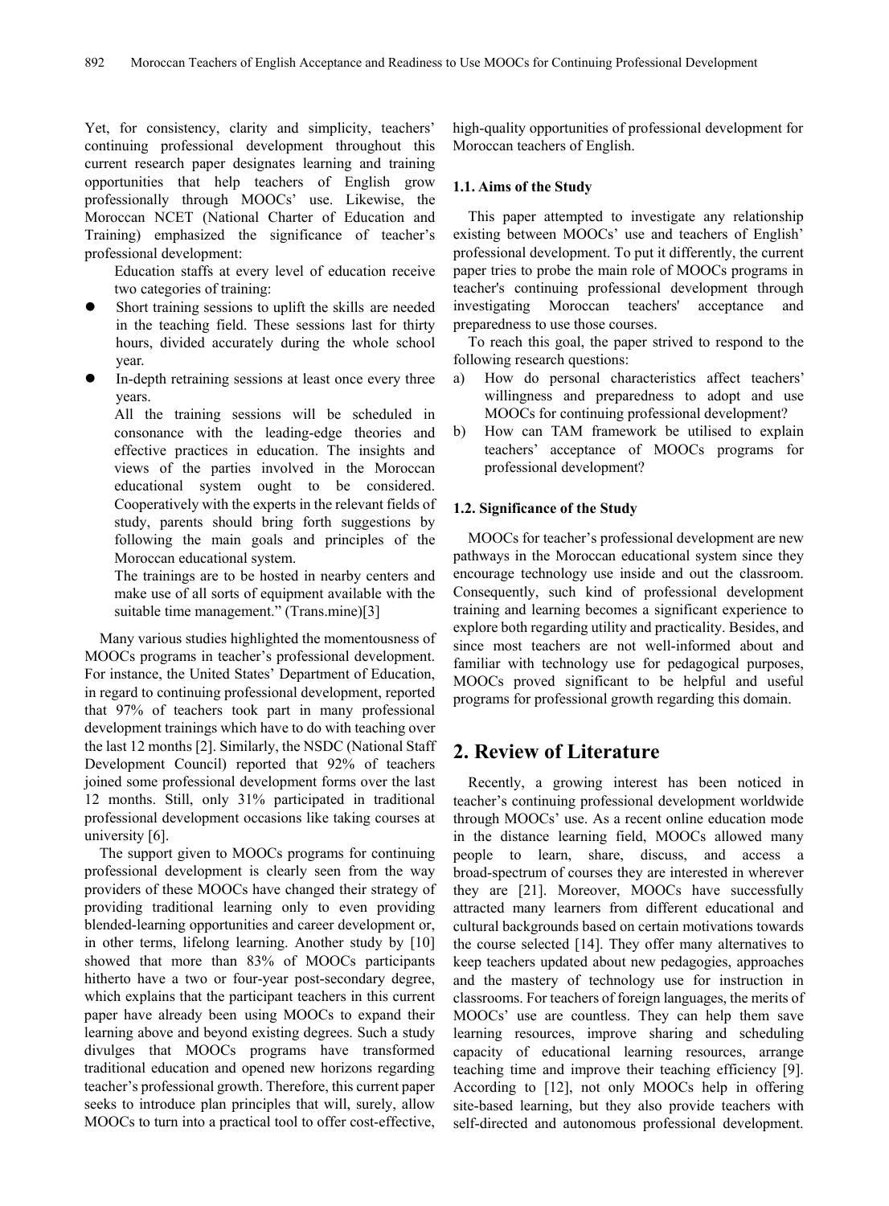Yet, for consistency, clarity and simplicity, teachers' continuing professional development throughout this current research paper designates learning and training opportunities that help teachers of English grow professionally through MOOCs' use. Likewise, the Moroccan NCET (National Charter of Education and Training) emphasized the significance of teacher's professional development:

> Education staffs at every level of education receive two categories of training:
>
> - Short training sessions to uplift the skills are needed in the teaching field. These sessions last for thirty hours, divided accurately during the whole school year.
> - In-depth retraining sessions at least once every three years.
>
> All the training sessions will be scheduled in consonance with the leading-edge theories and effective practices in education. The insights and views of the parties involved in the Moroccan educational system ought to be considered. Cooperatively with the experts in the relevant fields of study, parents should bring forth suggestions by following the main goals and principles of the Moroccan educational system.
>
> The trainings are to be hosted in nearby centers and make use of all sorts of equipment available with the suitable time management." (Trans.mine)[3]

Many various studies highlighted the momentousness of MOOCs programs in teacher's professional development. For instance, the United States' Department of Education, in regard to continuing professional development, reported that 97% of teachers took part in many professional development trainings which have to do with teaching over the last 12 months [2]. Similarly, the NSDC (National Staff Development Council) reported that 92% of teachers joined some professional development forms over the last 12 months. Still, only 31% participated in traditional professional development occasions like taking courses at university [6].

The support given to MOOCs programs for continuing professional development is clearly seen from the way providers of these MOOCs have changed their strategy of providing traditional learning only to even providing blended-learning opportunities and career development or, in other terms, lifelong learning. Another study by [10] showed that more than 83% of MOOCs participants hitherto have a two or four-year post-secondary degree, which explains that the participant teachers in this current paper have already been using MOOCs to expand their learning above and beyond existing degrees. Such a study divulges that MOOCs programs have transformed traditional education and opened new horizons regarding teacher's professional growth. Therefore, this current paper seeks to introduce plan principles that will, surely, allow MOOCs to turn into a practical tool to offer cost-effective, high-quality opportunities of professional development for Moroccan teachers of English.

### 1.1. Aims of the Study

This paper attempted to investigate any relationship existing between MOOCs' use and teachers of English' professional development. To put it differently, the current paper tries to probe the main role of MOOCs programs in teacher's continuing professional development through investigating Moroccan teachers' acceptance and preparedness to use those courses.

To reach this goal, the paper strived to respond to the following research questions:

a) How do personal characteristics affect teachers' willingness and preparedness to adopt and use MOOCs for continuing professional development?
b) How can TAM framework be utilised to explain teachers' acceptance of MOOCs programs for professional development?

### 1.2. Significance of the Study

MOOCs for teacher's professional development are new pathways in the Moroccan educational system since they encourage technology use inside and out the classroom. Consequently, such kind of professional development training and learning becomes a significant experience to explore both regarding utility and practicality. Besides, and since most teachers are not well-informed about and familiar with technology use for pedagogical purposes, MOOCs proved significant to be helpful and useful programs for professional growth regarding this domain.

## 2. Review of Literature

Recently, a growing interest has been noticed in teacher's continuing professional development worldwide through MOOCs' use. As a recent online education mode in the distance learning field, MOOCs allowed many people to learn, share, discuss, and access a broad-spectrum of courses they are interested in wherever they are [21]. Moreover, MOOCs have successfully attracted many learners from different educational and cultural backgrounds based on certain motivations towards the course selected [14]. They offer many alternatives to keep teachers updated about new pedagogies, approaches and the mastery of technology use for instruction in classrooms. For teachers of foreign languages, the merits of MOOCs' use are countless. They can help them save learning resources, improve sharing and scheduling capacity of educational learning resources, arrange teaching time and improve their teaching efficiency [9]. According to [12], not only MOOCs help in offering site-based learning, but they also provide teachers with self-directed and autonomous professional development.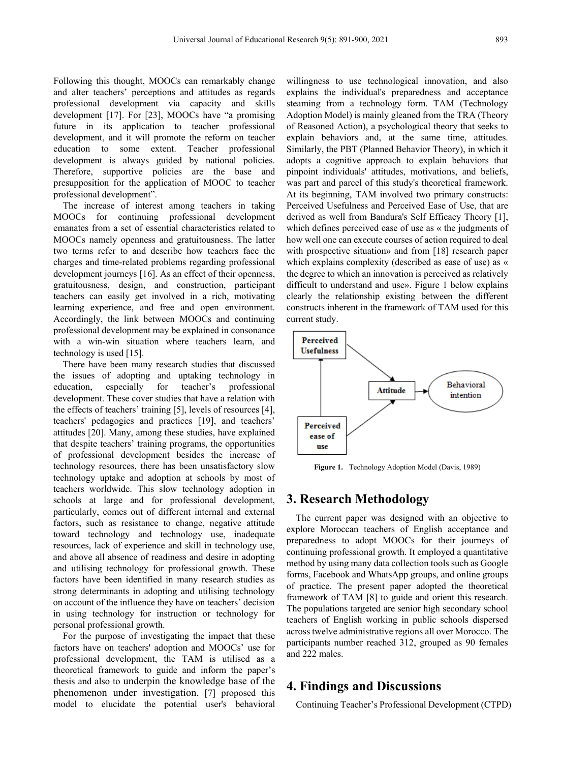Following this thought, MOOCs can remarkably change and alter teachers' perceptions and attitudes as regards professional development via capacity and skills development [17]. For [23], MOOCs have "a promising future in its application to teacher professional development, and it will promote the reform on teacher education to some extent. Teacher professional development is always guided by national policies. Therefore, supportive policies are the base and presupposition for the application of MOOC to teacher professional development".

The increase of interest among teachers in taking MOOCs for continuing professional development emanates from a set of essential characteristics related to MOOCs namely openness and gratuitousness. The latter two terms refer to and describe how teachers face the charges and time-related problems regarding professional development journeys [16]. As an effect of their openness, gratuitousness, design, and construction, participant teachers can easily get involved in a rich, motivating learning experience, and free and open environment. Accordingly, the link between MOOCs and continuing professional development may be explained in consonance with a win-win situation where teachers learn, and technology is used [15].

There have been many research studies that discussed the issues of adopting and uptaking technology in education, especially for teacher's professional development. These cover studies that have a relation with the effects of teachers' training [5], levels of resources [4], teachers' pedagogies and practices [19], and teachers' attitudes [20]. Many, among these studies, have explained that despite teachers' training programs, the opportunities of professional development besides the increase of technology resources, there has been unsatisfactory slow technology uptake and adoption at schools by most of teachers worldwide. This slow technology adoption in schools at large and for professional development, particularly, comes out of different internal and external factors, such as resistance to change, negative attitude toward technology and technology use, inadequate resources, lack of experience and skill in technology use, and above all absence of readiness and desire in adopting and utilising technology for professional growth. These factors have been identified in many research studies as strong determinants in adopting and utilising technology on account of the influence they have on teachers' decision in using technology for instruction or technology for personal professional growth.

For the purpose of investigating the impact that these factors have on teachers' adoption and MOOCs' use for professional development, the TAM is utilised as a theoretical framework to guide and inform the paper's thesis and also to underpin the knowledge base of the phenomenon under investigation. [7] proposed this model to elucidate the potential user's behavioral willingness to use technological innovation, and also explains the individual's preparedness and acceptance steaming from a technology form. TAM (Technology Adoption Model) is mainly gleaned from the TRA (Theory of Reasoned Action), a psychological theory that seeks to explain behaviors and, at the same time, attitudes. Similarly, the PBT (Planned Behavior Theory), in which it adopts a cognitive approach to explain behaviors that pinpoint individuals' attitudes, motivations, and beliefs, was part and parcel of this study's theoretical framework. At its beginning, TAM involved two primary constructs: Perceived Usefulness and Perceived Ease of Use, that are derived as well from Bandura's Self Efficacy Theory [1], which defines perceived ease of use as « the judgments of how well one can execute courses of action required to deal with prospective situation» and from [18] research paper which explains complexity (described as ease of use) as « the degree to which an innovation is perceived as relatively difficult to understand and use». Figure 1 below explains clearly the relationship existing between the different constructs inherent in the framework of TAM used for this current study.

**Figure 1.** Technology Adoption Model (Davis, 1989)

## 3. Research Methodology

The current paper was designed with an objective to explore Moroccan teachers of English acceptance and preparedness to adopt MOOCs for their journeys of continuing professional growth. It employed a quantitative method by using many data collection tools such as Google forms, Facebook and WhatsApp groups, and online groups of practice. The present paper adopted the theoretical framework of TAM [8] to guide and orient this research. The populations targeted are senior high secondary school teachers of English working in public schools dispersed across twelve administrative regions all over Morocco. The participants number reached 312, grouped as 90 females and 222 males.

## 4. Findings and Discussions

Continuing Teacher's Professional Development (CTPD)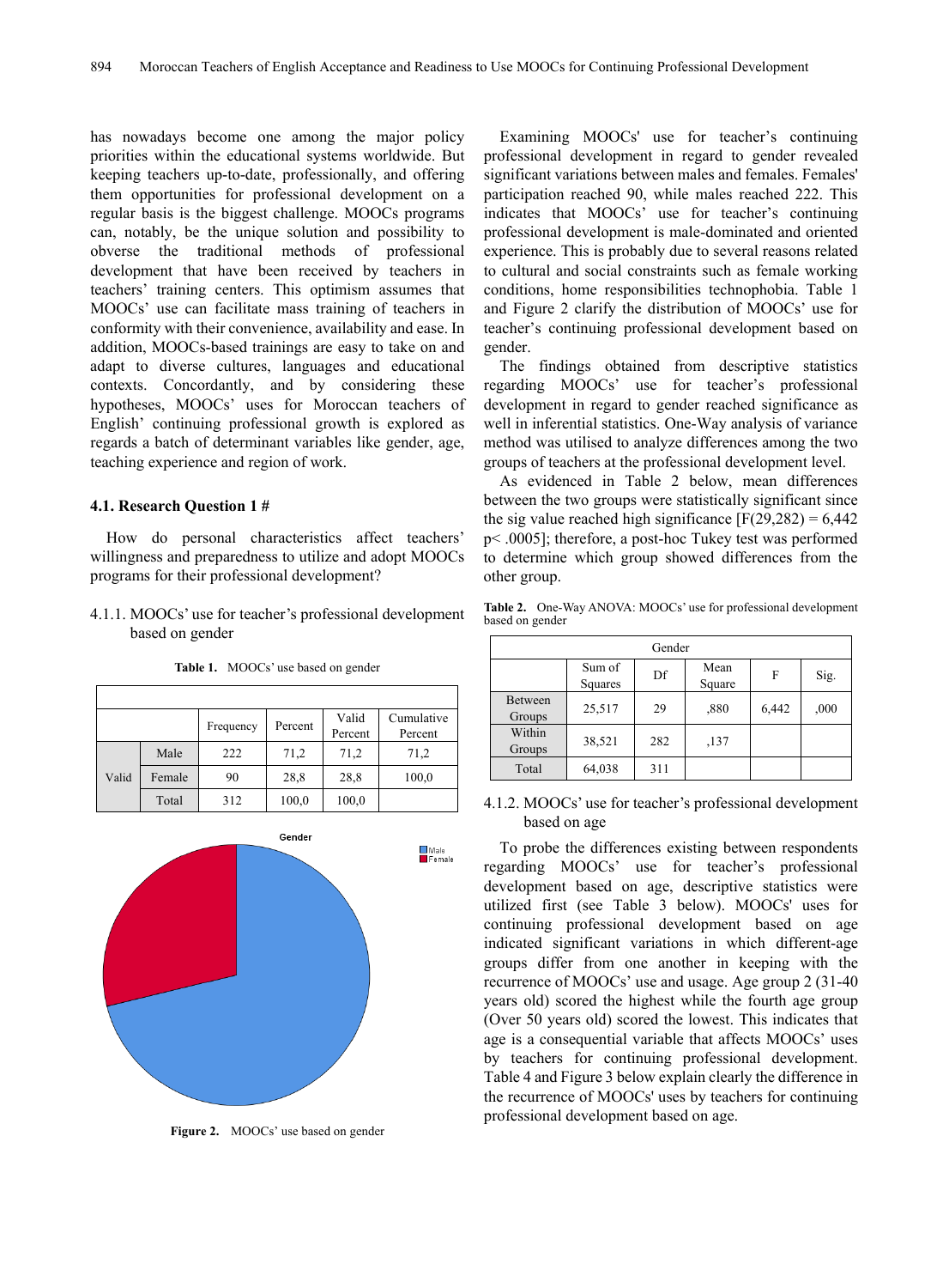has nowadays become one among the major policy priorities within the educational systems worldwide. But keeping teachers up-to-date, professionally, and offering them opportunities for professional development on a regular basis is the biggest challenge. MOOCs programs can, notably, be the unique solution and possibility to obverse the traditional methods of professional development that have been received by teachers in teachers' training centers. This optimism assumes that MOOCs' use can facilitate mass training of teachers in conformity with their convenience, availability and ease. In addition, MOOCs-based trainings are easy to take on and adapt to diverse cultures, languages and educational contexts. Concordantly, and by considering these hypotheses, MOOCs' uses for Moroccan teachers of English' continuing professional growth is explored as regards a batch of determinant variables like gender, age, teaching experience and region of work.

### 4.1. Research Question 1 #

How do personal characteristics affect teachers' willingness and preparedness to utilize and adopt MOOCs programs for their professional development?

#### 4.1.1. MOOCs' use for teacher's professional development based on gender

**Table 1.** MOOCs' use based on gender

| | | Frequency | Percent | Valid Percent | Cumulative Percent |
|---|---|---|---|---|---|
| Valid | Male | 222 | 71,2 | 71,2 | 71,2 |
| | Female | 90 | 28,8 | 28,8 | 100,0 |
| | Total | 312 | 100,0 | 100,0 | |

**Figure 2.** MOOCs' use based on gender

Examining MOOCs' use for teacher's continuing professional development in regard to gender revealed significant variations between males and females. Females' participation reached 90, while males reached 222. This indicates that MOOCs' use for teacher's continuing professional development is male-dominated and oriented experience. This is probably due to several reasons related to cultural and social constraints such as female working conditions, home responsibilities technophobia. Table 1 and Figure 2 clarify the distribution of MOOCs' use for teacher's continuing professional development based on gender.

The findings obtained from descriptive statistics regarding MOOCs' use for teacher's professional development in regard to gender reached significance as well in inferential statistics. One-Way analysis of variance method was utilised to analyze differences among the two groups of teachers at the professional development level.

As evidenced in Table 2 below, mean differences between the two groups were statistically significant since the sig value reached high significance [$F(29,282) = 6{,}442$ $p < .0005$]; therefore, a post-hoc Tukey test was performed to determine which group showed differences from the other group.

**Table 2.** One-Way ANOVA: MOOCs' use for professional development based on gender

| Gender | | | | | |
|---|---|---|---|---|---|
| | Sum of Squares | Df | Mean Square | F | Sig. |
| Between Groups | 25,517 | 29 | ,880 | 6,442 | ,000 |
| Within Groups | 38,521 | 282 | ,137 | | |
| Total | 64,038 | 311 | | | |

#### 4.1.2. MOOCs' use for teacher's professional development based on age

To probe the differences existing between respondents regarding MOOCs' use for teacher's professional development based on age, descriptive statistics were utilized first (see Table 3 below). MOOCs' uses for continuing professional development based on age indicated significant variations in which different-age groups differ from one another in keeping with the recurrence of MOOCs' use and usage. Age group 2 (31-40 years old) scored the highest while the fourth age group (Over 50 years old) scored the lowest. This indicates that age is a consequential variable that affects MOOCs' uses by teachers for continuing professional development. Table 4 and Figure 3 below explain clearly the difference in the recurrence of MOOCs' uses by teachers for continuing professional development based on age.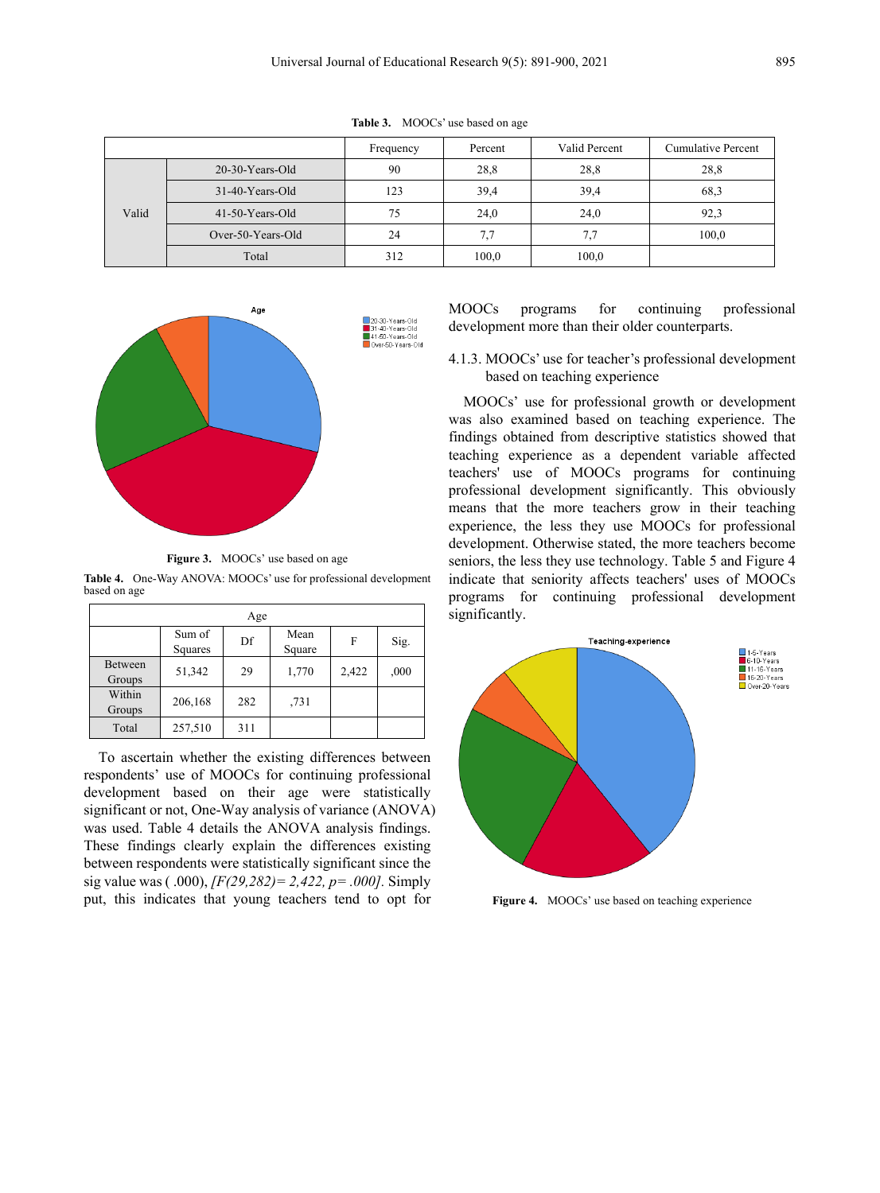**Table 3.** MOOCs' use based on age

| | | Frequency | Percent | Valid Percent | Cumulative Percent |
|---|---|---|---|---|---|
| Valid | 20-30-Years-Old | 90 | 28,8 | 28,8 | 28,8 |
| | 31-40-Years-Old | 123 | 39,4 | 39,4 | 68,3 |
| | 41-50-Years-Old | 75 | 24,0 | 24,0 | 92,3 |
| | Over-50-Years-Old | 24 | 7,7 | 7,7 | 100,0 |
| | Total | 312 | 100,0 | 100,0 | |

**Figure 3.** MOOCs' use based on age

**Table 4.** One-Way ANOVA: MOOCs' use for professional development based on age

| Age | | | | | |
|---|---|---|---|---|---|
| | Sum of Squares | Df | Mean Square | F | Sig. |
| Between Groups | 51,342 | 29 | 1,770 | 2,422 | ,000 |
| Within Groups | 206,168 | 282 | ,731 | | |
| Total | 257,510 | 311 | | | |

To ascertain whether the existing differences between respondents' use of MOOCs for continuing professional development based on their age were statistically significant or not, One-Way analysis of variance (ANOVA) was used. Table 4 details the ANOVA analysis findings. These findings clearly explain the differences existing between respondents were statistically significant since the sig value was ( .000), *[F(29,282)= 2,422, p= .000]*. Simply put, this indicates that young teachers tend to opt for MOOCs programs for continuing professional development more than their older counterparts.

4.1.3. MOOCs' use for teacher's professional development based on teaching experience

MOOCs' use for professional growth or development was also examined based on teaching experience. The findings obtained from descriptive statistics showed that teaching experience as a dependent variable affected teachers' use of MOOCs programs for continuing professional development significantly. This obviously means that the more teachers grow in their teaching experience, the less they use MOOCs for professional development. Otherwise stated, the more teachers become seniors, the less they use technology. Table 5 and Figure 4 indicate that seniority affects teachers' uses of MOOCs programs for continuing professional development significantly.

**Figure 4.** MOOCs' use based on teaching experience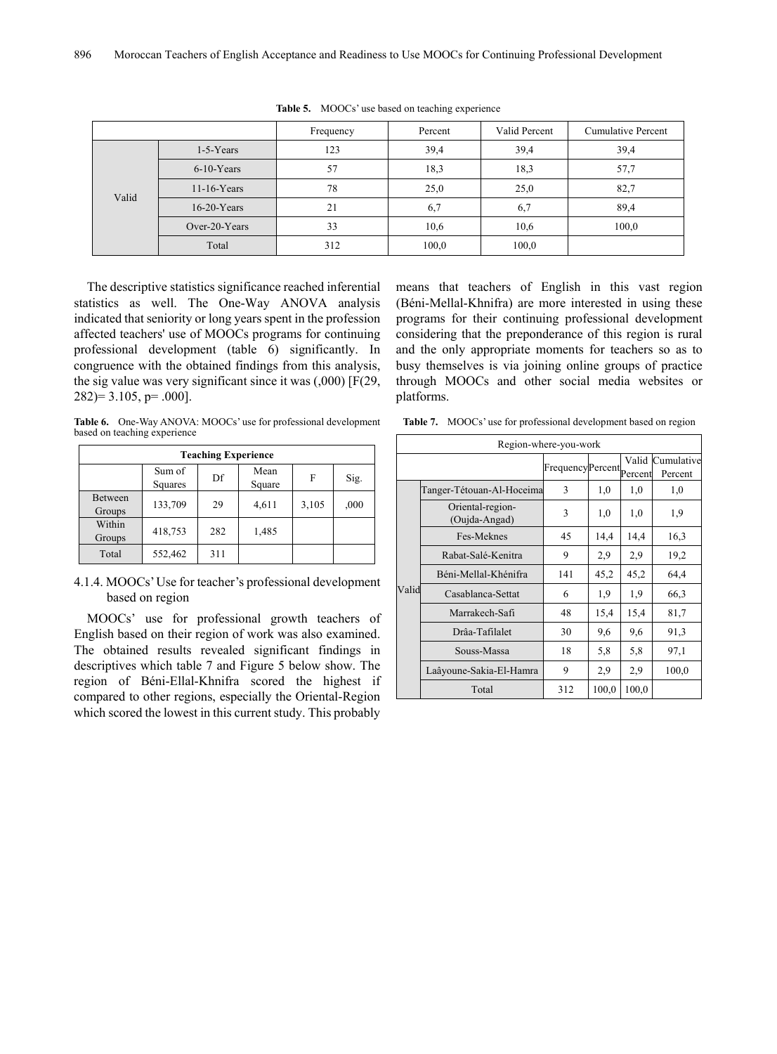**Table 5.** MOOCs' use based on teaching experience

| | | Frequency | Percent | Valid Percent | Cumulative Percent |
|---|---|---|---|---|---|
| Valid | 1-5-Years | 123 | 39,4 | 39,4 | 39,4 |
| | 6-10-Years | 57 | 18,3 | 18,3 | 57,7 |
| | 11-16-Years | 78 | 25,0 | 25,0 | 82,7 |
| | 16-20-Years | 21 | 6,7 | 6,7 | 89,4 |
| | Over-20-Years | 33 | 10,6 | 10,6 | 100,0 |
| | Total | 312 | 100,0 | 100,0 | |

The descriptive statistics significance reached inferential statistics as well. The One-Way ANOVA analysis indicated that seniority or long years spent in the profession affected teachers' use of MOOCs programs for continuing professional development (table 6) significantly. In congruence with the obtained findings from this analysis, the sig value was very significant since it was (,000) [$F(29, 282) = 3.105$, $p = .000$].

**Table 6.** One-Way ANOVA: MOOCs' use for professional development based on teaching experience

| Teaching Experience | | | | | |
|---|---|---|---|---|---|
| | Sum of Squares | Df | Mean Square | F | Sig. |
| Between Groups | 133,709 | 29 | 4,611 | 3,105 | ,000 |
| Within Groups | 418,753 | 282 | 1,485 | | |
| Total | 552,462 | 311 | | | |

### 4.1.4. MOOCs' Use for teacher's professional development based on region

MOOCs' use for professional growth teachers of English based on their region of work was also examined. The obtained results revealed significant findings in descriptives which table 7 and Figure 5 below show. The region of Béni-Ellal-Khnifra scored the highest if compared to other regions, especially the Oriental-Region which scored the lowest in this current study. This probably means that teachers of English in this vast region (Béni-Mellal-Khnifra) are more interested in using these programs for their continuing professional development considering that the preponderance of this region is rural and the only appropriate moments for teachers so as to busy themselves is via joining online groups of practice through MOOCs and other social media websites or platforms.

**Table 7.** MOOCs' use for professional development based on region

| Region-where-you-work | | | | | |
|---|---|---|---|---|---|
| | | Frequency | Percent | Valid Percent | Cumulative Percent |
| Valid | Tanger-Tétouan-Al-Hoceima | 3 | 1,0 | 1,0 | 1,0 |
| | Oriental-region-(Oujda-Angad) | 3 | 1,0 | 1,0 | 1,9 |
| | Fes-Meknes | 45 | 14,4 | 14,4 | 16,3 |
| | Rabat-Salé-Kenitra | 9 | 2,9 | 2,9 | 19,2 |
| | Béni-Mellal-Khénifra | 141 | 45,2 | 45,2 | 64,4 |
| | Casablanca-Settat | 6 | 1,9 | 1,9 | 66,3 |
| | Marrakech-Safi | 48 | 15,4 | 15,4 | 81,7 |
| | Drâa-Tafilalet | 30 | 9,6 | 9,6 | 91,3 |
| | Souss-Massa | 18 | 5,8 | 5,8 | 97,1 |
| | Laâyoune-Sakia-El-Hamra | 9 | 2,9 | 2,9 | 100,0 |
| | Total | 312 | 100,0 | 100,0 | |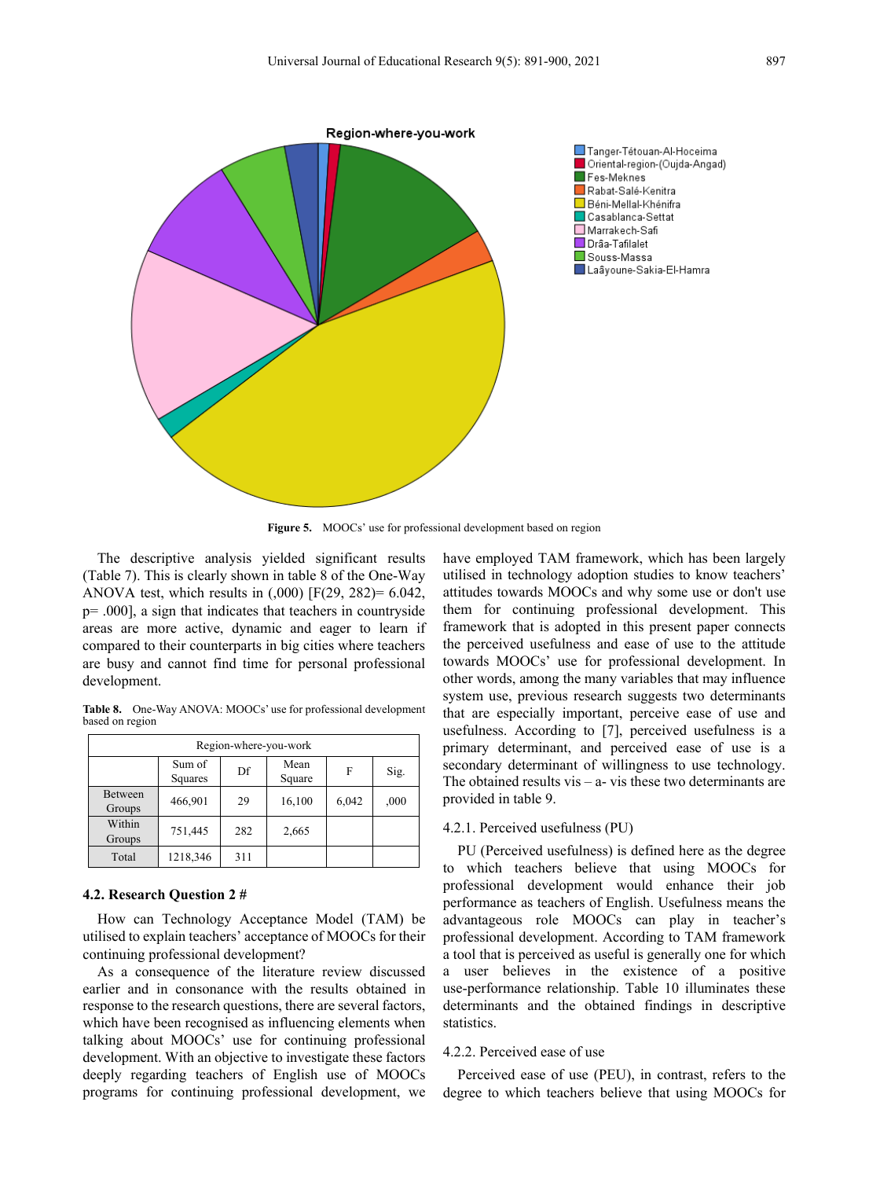Figure 5. MOOCs' use for professional development based on region

The descriptive analysis yielded significant results (Table 7). This is clearly shown in table 8 of the One-Way ANOVA test, which results in (,000) [F(29, 282)= 6.042, p= .000], a sign that indicates that teachers in countryside areas are more active, dynamic and eager to learn if compared to their counterparts in big cities where teachers are busy and cannot find time for personal professional development.

**Table 8.** One-Way ANOVA: MOOCs' use for professional development based on region

| Region-where-you-work | | | | | |
|---|---|---|---|---|---|
| | Sum of Squares | Df | Mean Square | F | Sig. |
| Between Groups | 466,901 | 29 | 16,100 | 6,042 | ,000 |
| Within Groups | 751,445 | 282 | 2,665 | | |
| Total | 1218,346 | 311 | | | |

### 4.2. Research Question 2 #

How can Technology Acceptance Model (TAM) be utilised to explain teachers' acceptance of MOOCs for their continuing professional development?

As a consequence of the literature review discussed earlier and in consonance with the results obtained in response to the research questions, there are several factors, which have been recognised as influencing elements when talking about MOOCs' use for continuing professional development. With an objective to investigate these factors deeply regarding teachers of English use of MOOCs programs for continuing professional development, we have employed TAM framework, which has been largely utilised in technology adoption studies to know teachers' attitudes towards MOOCs and why some use or don't use them for continuing professional development. This framework that is adopted in this present paper connects the perceived usefulness and ease of use to the attitude towards MOOCs' use for professional development. In other words, among the many variables that may influence system use, previous research suggests two determinants that are especially important, perceive ease of use and usefulness. According to [7], perceived usefulness is a primary determinant, and perceived ease of use is a secondary determinant of willingness to use technology. The obtained results vis – a- vis these two determinants are provided in table 9.

#### 4.2.1. Perceived usefulness (PU)

PU (Perceived usefulness) is defined here as the degree to which teachers believe that using MOOCs for professional development would enhance their job performance as teachers of English. Usefulness means the advantageous role MOOCs can play in teacher's professional development. According to TAM framework a tool that is perceived as useful is generally one for which a user believes in the existence of a positive use-performance relationship. Table 10 illuminates these determinants and the obtained findings in descriptive statistics.

#### 4.2.2. Perceived ease of use

Perceived ease of use (PEU), in contrast, refers to the degree to which teachers believe that using MOOCs for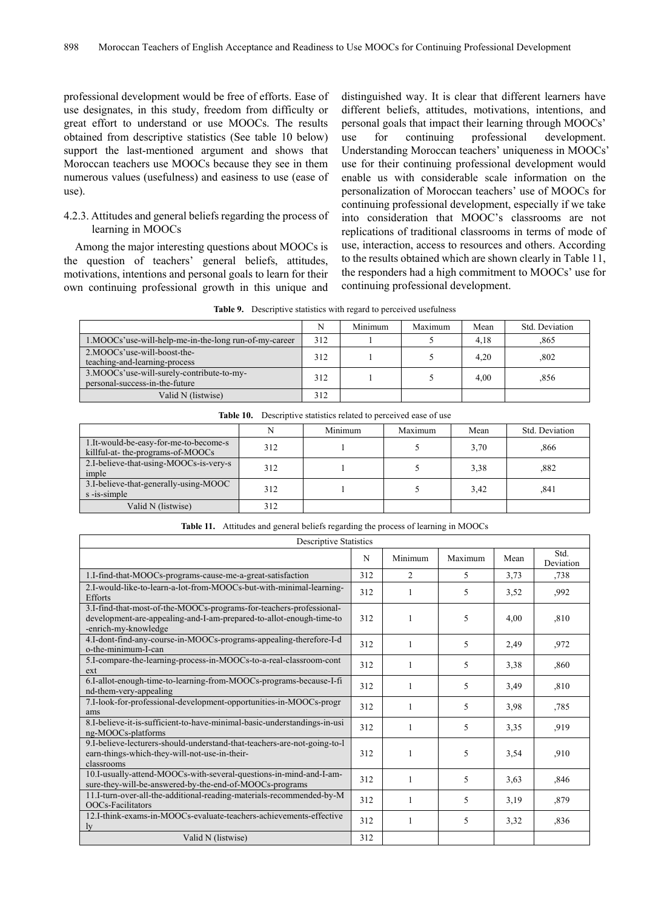professional development would be free of efforts. Ease of use designates, in this study, freedom from difficulty or great effort to understand or use MOOCs. The results obtained from descriptive statistics (See table 10 below) support the last-mentioned argument and shows that Moroccan teachers use MOOCs because they see in them numerous values (usefulness) and easiness to use (ease of use).

### 4.2.3. Attitudes and general beliefs regarding the process of learning in MOOCs

Among the major interesting questions about MOOCs is the question of teachers' general beliefs, attitudes, motivations, intentions and personal goals to learn for their own continuing professional growth in this unique and distinguished way. It is clear that different learners have different beliefs, attitudes, motivations, intentions, and personal goals that impact their learning through MOOCs' use for continuing professional development. Understanding Moroccan teachers' uniqueness in MOOCs' use for their continuing professional development would enable us with considerable scale information on the personalization of Moroccan teachers' use of MOOCs for continuing professional development, especially if we take into consideration that MOOC's classrooms are not replications of traditional classrooms in terms of mode of use, interaction, access to resources and others. According to the results obtained which are shown clearly in Table 11, the responders had a high commitment to MOOCs' use for continuing professional development.

**Table 9.** Descriptive statistics with regard to perceived usefulness

| | N | Minimum | Maximum | Mean | Std. Deviation |
|---|---|---|---|---|---|
| 1.MOOCs'use-will-help-me-in-the-long run-of-my-career | 312 | 1 | 5 | 4,18 | ,865 |
| 2.MOOCs'use-will-boost-the-teaching-and-learning-process | 312 | 1 | 5 | 4,20 | ,802 |
| 3.MOOCs'use-will-surely-contribute-to-my-personal-success-in-the-future | 312 | 1 | 5 | 4,00 | ,856 |
| Valid N (listwise) | 312 | | | | |

**Table 10.** Descriptive statistics related to perceived ease of use

| | N | Minimum | Maximum | Mean | Std. Deviation |
|---|---|---|---|---|---|
| 1.It-would-be-easy-for-me-to-become-s killful-at- the-programs-of-MOOCs | 312 | 1 | 5 | 3,70 | ,866 |
| 2.I-believe-that-using-MOOCs-is-very-s imple | 312 | 1 | 5 | 3,38 | ,882 |
| 3.I-believe-that-generally-using-MOOC s -is-simple | 312 | 1 | 5 | 3,42 | ,841 |
| Valid N (listwise) | 312 | | | | |

**Table 11.** Attitudes and general beliefs regarding the process of learning in MOOCs

| Descriptive Statistics | | | | | |
|---|---|---|---|---|---|
| | N | Minimum | Maximum | Mean | Std. Deviation |
| 1.I-find-that-MOOCs-programs-cause-me-a-great-satisfaction | 312 | 2 | 5 | 3,73 | ,738 |
| 2.I-would-like-to-learn-a-lot-from-MOOCs-but-with-minimal-learning-Efforts | 312 | 1 | 5 | 3,52 | ,992 |
| 3.I-find-that-most-of-the-MOOCs-programs-for-teachers-professional-development-are-appealing-and-I-am-prepared-to-allot-enough-time-to -enrich-my-knowledge | 312 | 1 | 5 | 4,00 | ,810 |
| 4.I-dont-find-any-course-in-MOOCs-programs-appealing-therefore-I-d o-the-minimum-I-can | 312 | 1 | 5 | 2,49 | ,972 |
| 5.I-compare-the-learning-process-in-MOOCs-to-a-real-classroom-cont ext | 312 | 1 | 5 | 3,38 | ,860 |
| 6.I-allot-enough-time-to-learning-from-MOOCs-programs-because-I-fi nd-them-very-appealing | 312 | 1 | 5 | 3,49 | ,810 |
| 7.I-look-for-professional-development-opportunities-in-MOOCs-progr ams | 312 | 1 | 5 | 3,98 | ,785 |
| 8.I-believe-it-is-sufficient-to-have-minimal-basic-understandings-in-usi ng-MOOCs-platforms | 312 | 1 | 5 | 3,35 | ,919 |
| 9.I-believe-lecturers-should-understand-that-teachers-are-not-going-to-l earn-things-which-they-will-not-use-in-their-classrooms | 312 | 1 | 5 | 3,54 | ,910 |
| 10.I-usually-attend-MOOCs-with-several-questions-in-mind-and-I-am-sure-they-will-be-answered-by-the-end-of-MOOCs-programs | 312 | 1 | 5 | 3,63 | ,846 |
| 11.I-turn-over-all-the-additional-reading-materials-recommended-by-M OOCs-Facilitators | 312 | 1 | 5 | 3,19 | ,879 |
| 12.I-think-exams-in-MOOCs-evaluate-teachers-achievements-effective ly | 312 | 1 | 5 | 3,32 | ,836 |
| Valid N (listwise) | 312 | | | | |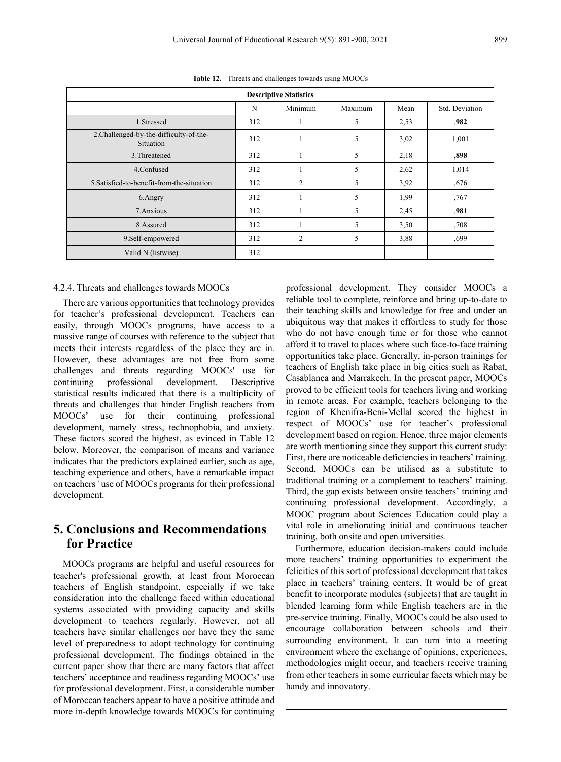**Table 12.** Threats and challenges towards using MOOCs

| Descriptive Statistics | | | | | |
|---|---|---|---|---|---|
| | N | Minimum | Maximum | Mean | Std. Deviation |
| 1.Stressed | 312 | 1 | 5 | 2,53 | **,982** |
| 2.Challenged-by-the-difficulty-of-the-Situation | 312 | 1 | 5 | 3,02 | 1,001 |
| 3.Threatened | 312 | 1 | 5 | 2,18 | **,898** |
| 4.Confused | 312 | 1 | 5 | 2,62 | 1,014 |
| 5.Satisfied-to-benefit-from-the-situation | 312 | 2 | 5 | 3,92 | ,676 |
| 6.Angry | 312 | 1 | 5 | 1,99 | ,767 |
| 7.Anxious | 312 | 1 | 5 | 2,45 | ,**981** |
| 8.Assured | 312 | 1 | 5 | 3,50 | ,708 |
| 9.Self-empowered | 312 | 2 | 5 | 3,88 | ,699 |
| Valid N (listwise) | 312 | | | | |

4.2.4. Threats and challenges towards MOOCs

There are various opportunities that technology provides for teacher's professional development. Teachers can easily, through MOOCs programs, have access to a massive range of courses with reference to the subject that meets their interests regardless of the place they are in. However, these advantages are not free from some challenges and threats regarding MOOCs' use for continuing professional development. Descriptive statistical results indicated that there is a multiplicity of threats and challenges that hinder English teachers from MOOCs' use for their continuing professional development, namely stress, technophobia, and anxiety. These factors scored the highest, as evinced in Table 12 below. Moreover, the comparison of means and variance indicates that the predictors explained earlier, such as age, teaching experience and others, have a remarkable impact on teachers ' use of MOOCs programs for their professional development.

# 5. Conclusions and Recommendations for Practice

MOOCs programs are helpful and useful resources for teacher's professional growth, at least from Moroccan teachers of English standpoint, especially if we take consideration into the challenge faced within educational systems associated with providing capacity and skills development to teachers regularly. However, not all teachers have similar challenges nor have they the same level of preparedness to adopt technology for continuing professional development. The findings obtained in the current paper show that there are many factors that affect teachers' acceptance and readiness regarding MOOCs' use for professional development. First, a considerable number of Moroccan teachers appear to have a positive attitude and more in-depth knowledge towards MOOCs for continuing professional development. They consider MOOCs a reliable tool to complete, reinforce and bring up-to-date to their teaching skills and knowledge for free and under an ubiquitous way that makes it effortless to study for those who do not have enough time or for those who cannot afford it to travel to places where such face-to-face training opportunities take place. Generally, in-person trainings for teachers of English take place in big cities such as Rabat, Casablanca and Marrakech. In the present paper, MOOCs proved to be efficient tools for teachers living and working in remote areas. For example, teachers belonging to the region of Khenifra-Beni-Mellal scored the highest in respect of MOOCs' use for teacher's professional development based on region. Hence, three major elements are worth mentioning since they support this current study: First, there are noticeable deficiencies in teachers' training. Second, MOOCs can be utilised as a substitute to traditional training or a complement to teachers' training. Third, the gap exists between onsite teachers' training and continuing professional development. Accordingly, a MOOC program about Sciences Education could play a vital role in ameliorating initial and continuous teacher training, both onsite and open universities.

Furthermore, education decision-makers could include more teachers' training opportunities to experiment the felicities of this sort of professional development that takes place in teachers' training centers. It would be of great benefit to incorporate modules (subjects) that are taught in blended learning form while English teachers are in the pre-service training. Finally, MOOCs could be also used to encourage collaboration between schools and their surrounding environment. It can turn into a meeting environment where the exchange of opinions, experiences, methodologies might occur, and teachers receive training from other teachers in some curricular facets which may be handy and innovatory.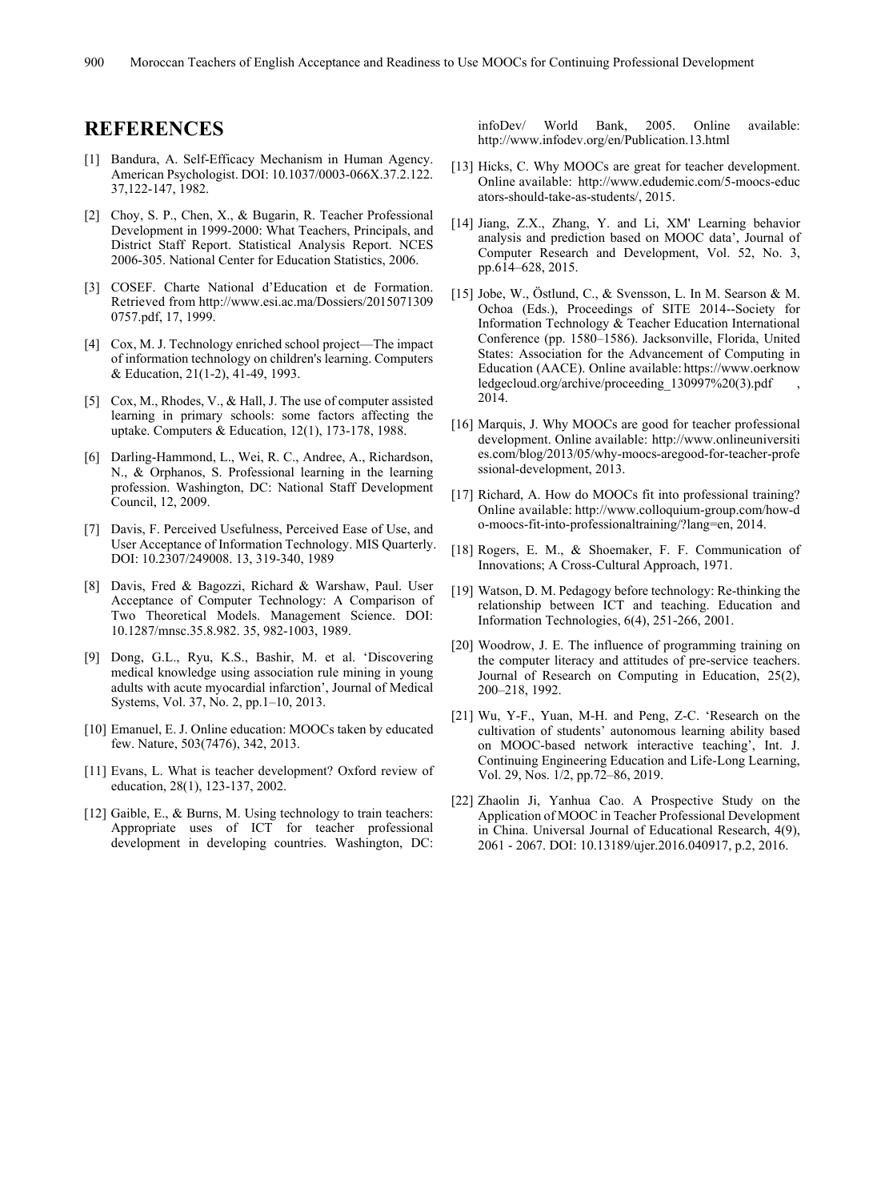## REFERENCES

[1] Bandura, A. Self-Efficacy Mechanism in Human Agency. American Psychologist. DOI: 10.1037/0003-066X.37.2.122. 37,122-147, 1982.

[2] Choy, S. P., Chen, X., & Bugarin, R. Teacher Professional Development in 1999-2000: What Teachers, Principals, and District Staff Report. Statistical Analysis Report. NCES 2006-305. National Center for Education Statistics, 2006.

[3] COSEF. Charte National d'Education et de Formation. Retrieved from http://www.esi.ac.ma/Dossiers/2015071309 0757.pdf, 17, 1999.

[4] Cox, M. J. Technology enriched school project—The impact of information technology on children's learning. Computers & Education, 21(1-2), 41-49, 1993.

[5] Cox, M., Rhodes, V., & Hall, J. The use of computer assisted learning in primary schools: some factors affecting the uptake. Computers & Education, 12(1), 173-178, 1988.

[6] Darling-Hammond, L., Wei, R. C., Andree, A., Richardson, N., & Orphanos, S. Professional learning in the learning profession. Washington, DC: National Staff Development Council, 12, 2009.

[7] Davis, F. Perceived Usefulness, Perceived Ease of Use, and User Acceptance of Information Technology. MIS Quarterly. DOI: 10.2307/249008. 13, 319-340, 1989

[8] Davis, Fred & Bagozzi, Richard & Warshaw, Paul. User Acceptance of Computer Technology: A Comparison of Two Theoretical Models. Management Science. DOI: 10.1287/mnsc.35.8.982. 35, 982-1003, 1989.

[9] Dong, G.L., Ryu, K.S., Bashir, M. et al. 'Discovering medical knowledge using association rule mining in young adults with acute myocardial infarction', Journal of Medical Systems, Vol. 37, No. 2, pp.1–10, 2013.

[10] Emanuel, E. J. Online education: MOOCs taken by educated few. Nature, 503(7476), 342, 2013.

[11] Evans, L. What is teacher development? Oxford review of education, 28(1), 123-137, 2002.

[12] Gaible, E., & Burns, M. Using technology to train teachers: Appropriate uses of ICT for teacher professional development in developing countries. Washington, DC: infoDev/ World Bank, 2005. Online available: http://www.infodev.org/en/Publication.13.html

[13] Hicks, C. Why MOOCs are great for teacher development. Online available: http://www.edudemic.com/5-moocs-educators-should-take-as-students/, 2015.

[14] Jiang, Z.X., Zhang, Y. and Li, XM' Learning behavior analysis and prediction based on MOOC data', Journal of Computer Research and Development, Vol. 52, No. 3, pp.614–628, 2015.

[15] Jobe, W., Östlund, C., & Svensson, L. In M. Searson & M. Ochoa (Eds.), Proceedings of SITE 2014--Society for Information Technology & Teacher Education International Conference (pp. 1580–1586). Jacksonville, Florida, United States: Association for the Advancement of Computing in Education (AACE). Online available: https://www.oerknowledgecloud.org/archive/proceeding_130997%20(3).pdf , 2014.

[16] Marquis, J. Why MOOCs are good for teacher professional development. Online available: http://www.onlineuniversities.com/blog/2013/05/why-moocs-aregood-for-teacher-professional-development, 2013.

[17] Richard, A. How do MOOCs fit into professional training? Online available: http://www.colloquium-group.com/how-do-moocs-fit-into-professionaltraining/?lang=en, 2014.

[18] Rogers, E. M., & Shoemaker, F. F. Communication of Innovations; A Cross-Cultural Approach, 1971.

[19] Watson, D. M. Pedagogy before technology: Re-thinking the relationship between ICT and teaching. Education and Information Technologies, 6(4), 251-266, 2001.

[20] Woodrow, J. E. The influence of programming training on the computer literacy and attitudes of pre-service teachers. Journal of Research on Computing in Education, 25(2), 200–218, 1992.

[21] Wu, Y-F., Yuan, M-H. and Peng, Z-C. 'Research on the cultivation of students' autonomous learning ability based on MOOC-based network interactive teaching', Int. J. Continuing Engineering Education and Life-Long Learning, Vol. 29, Nos. 1/2, pp.72–86, 2019.

[22] Zhaolin Ji, Yanhua Cao. A Prospective Study on the Application of MOOC in Teacher Professional Development in China. Universal Journal of Educational Research, 4(9), 2061 - 2067. DOI: 10.13189/ujer.2016.040917, p.2, 2016.